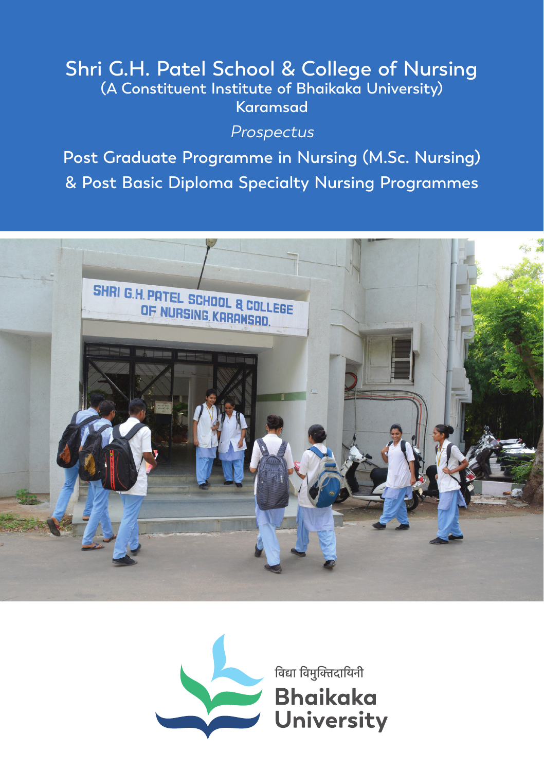# Shri G.H. Patel School & College of Nursing

(A Constituent Institute of Bhaikaka University)

Karamsad

*Prospectus*

## Post Graduate Programme in Nursing (M.Sc. Nursing) & Post Basic Diploma Specialty Nursing Programmes

विद्या विमुक्तिदायिनी

Bhaikaka University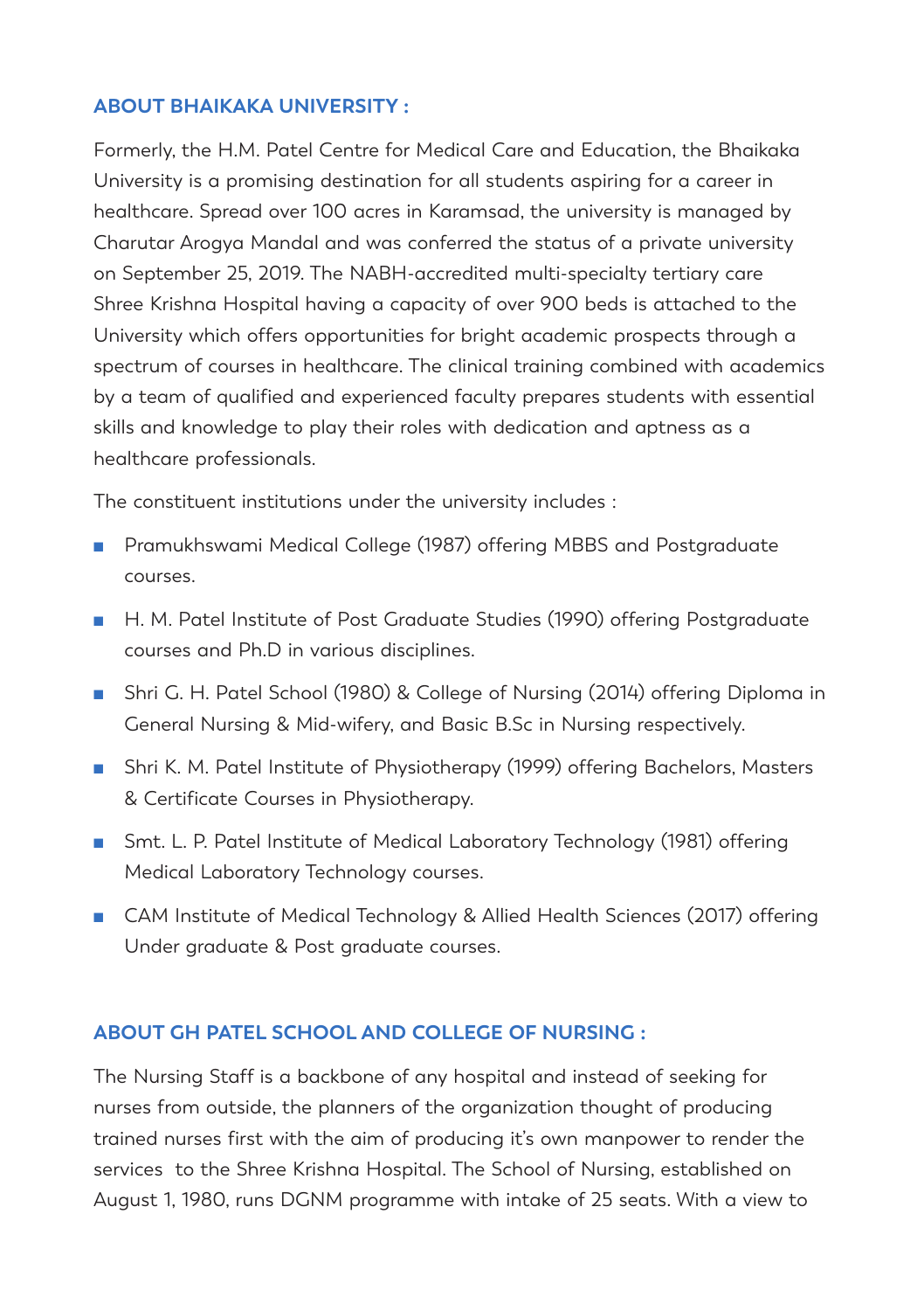## ABOUT BHAIKAKA UNIVERSITY :

Formerly, the H.M. Patel Centre for Medical Care and Education, the Bhaikaka University is a promising destination for all students aspiring for a career in healthcare. Spread over 100 acres in Karamsad, the university is managed by Charutar Arogya Mandal and was conferred the status of a private university on September 25, 2019. The NABH-accredited multi-specialty tertiary care Shree Krishna Hospital having a capacity of over 900 beds is attached to the University which offers opportunities for bright academic prospects through a spectrum of courses in healthcare. The clinical training combined with academics by a team of qualified and experienced faculty prepares students with essential skills and knowledge to play their roles with dedication and aptness as a healthcare professionals.

The constituent institutions under the university includes :

- Pramukhswami Medical College (1987) offering MBBS and Postgraduate courses.
- H. M. Patel Institute of Post Graduate Studies (1990) offering Postgraduate courses and Ph.D in various disciplines.
- Shri G. H. Patel School (1980) & College of Nursing (2014) offering Diploma in General Nursing & Mid-wifery, and Basic B.Sc in Nursing respectively.
- Shri K. M. Patel Institute of Physiotherapy (1999) offering Bachelors, Masters & Certificate Courses in Physiotherapy.
- Smt. L. P. Patel Institute of Medical Laboratory Technology (1981) offering Medical Laboratory Technology courses.
- CAM Institute of Medical Technology & Allied Health Sciences (2017) offering Under graduate & Post graduate courses.

## ABOUT GH PATEL SCHOOL AND COLLEGE OF NURSING :

The Nursing Staff is a backbone of any hospital and instead of seeking for nurses from outside, the planners of the organization thought of producing trained nurses first with the aim of producing it's own manpower to render the services to the Shree Krishna Hospital. The School of Nursing, established on August 1, 1980, runs DGNM programme with intake of 25 seats. With a view to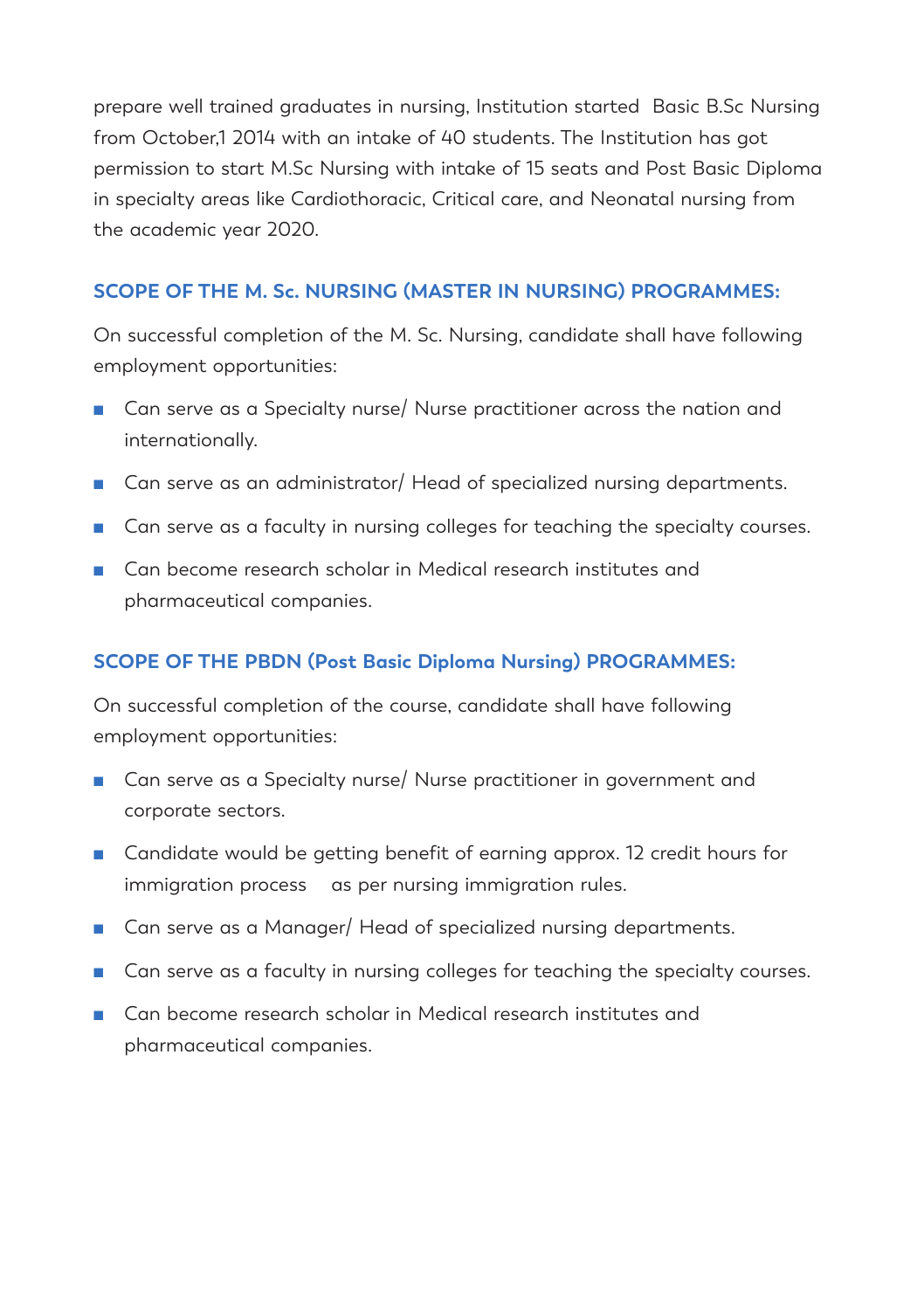prepare well trained graduates in nursing, Institution started Basic B.Sc Nursing from October,1 2014 with an intake of 40 students. The Institution has got permission to start M.Sc Nursing with intake of 15 seats and Post Basic Diploma in specialty areas like Cardiothoracic, Critical care, and Neonatal nursing from the academic year 2020.

## SCOPE OF THE M. Sc. NURSING (MASTER IN NURSING) PROGRAMMES:

On successful completion of the M. Sc. Nursing, candidate shall have following employment opportunities:

- Can serve as a Specialty nurse/ Nurse practitioner across the nation and internationally.
- Can serve as an administrator/ Head of specialized nursing departments.
- Can serve as a faculty in nursing colleges for teaching the specialty courses.
- Can become research scholar in Medical research institutes and pharmaceutical companies.

## SCOPE OF THE PBDN (Post Basic Diploma Nursing) PROGRAMMES:

On successful completion of the course, candidate shall have following employment opportunities:

- Can serve as a Specialty nurse/ Nurse practitioner in government and corporate sectors.
- Candidate would be getting benefit of earning approx. 12 credit hours for immigration process as per nursing immigration rules.
- Can serve as a Manager/ Head of specialized nursing departments.
- Can serve as a faculty in nursing colleges for teaching the specialty courses.
- Can become research scholar in Medical research institutes and pharmaceutical companies.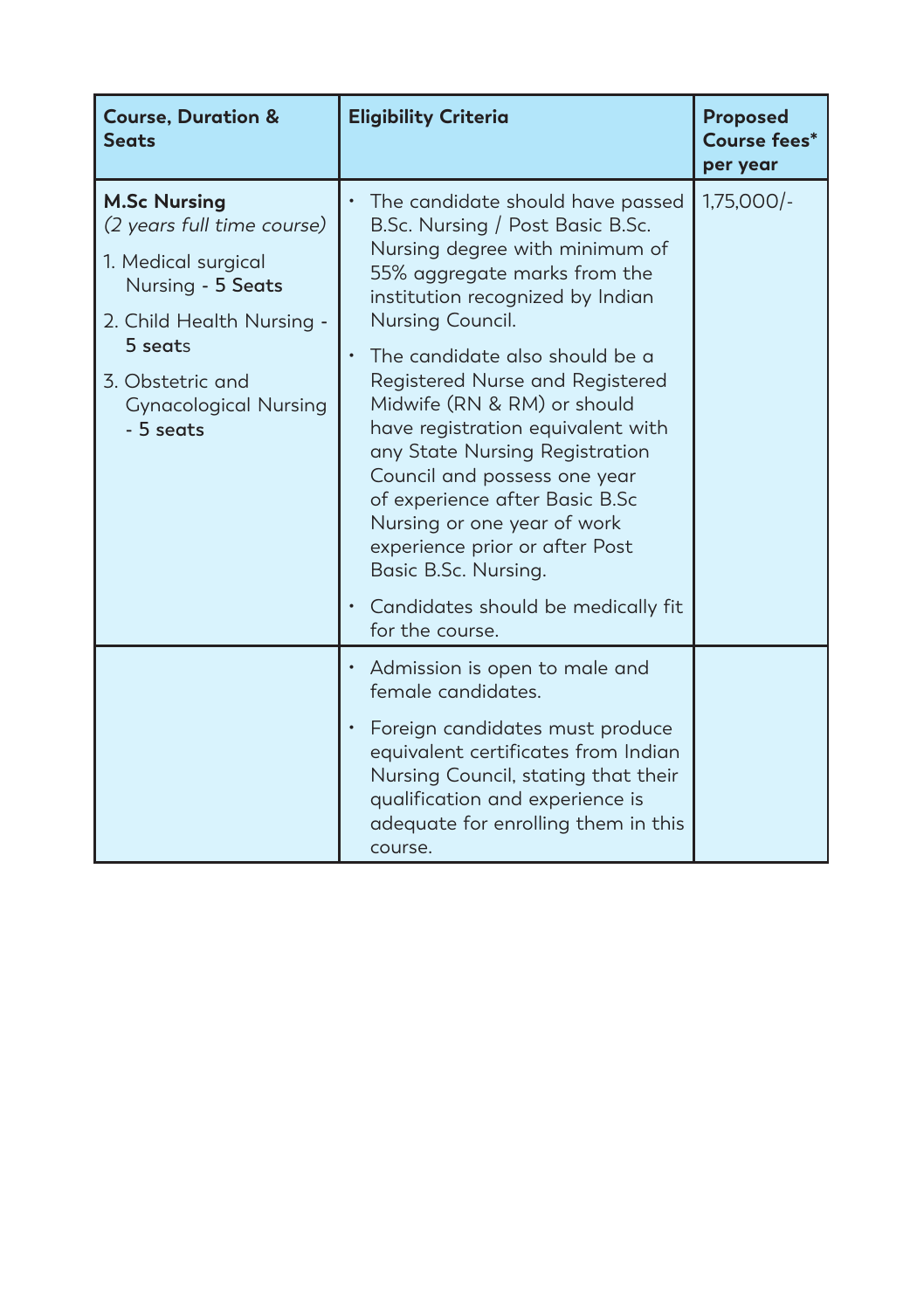| Course, Duration & Seats | Eligibility Criteria | Proposed Course fees* per year |
|---|---|---|
| **M.Sc Nursing** *(2 years full time course)*<br>1. Medical surgical Nursing - **5 Seats**<br>2. Child Health Nursing - **5 seats**<br>3. Obstetric and Gynacological Nursing - **5 seats** | • The candidate should have passed B.Sc. Nursing / Post Basic B.Sc. Nursing degree with minimum of 55% aggregate marks from the institution recognized by Indian Nursing Council.<br>• The candidate also should be a Registered Nurse and Registered Midwife (RN & RM) or should have registration equivalent with any State Nursing Registration Council and possess one year of experience after Basic B.Sc Nursing or one year of work experience prior or after Post Basic B.Sc. Nursing.<br>• Candidates should be medically fit for the course. | 1,75,000/- |
| | • Admission is open to male and female candidates.<br>• Foreign candidates must produce equivalent certificates from Indian Nursing Council, stating that their qualification and experience is adequate for enrolling them in this course. | |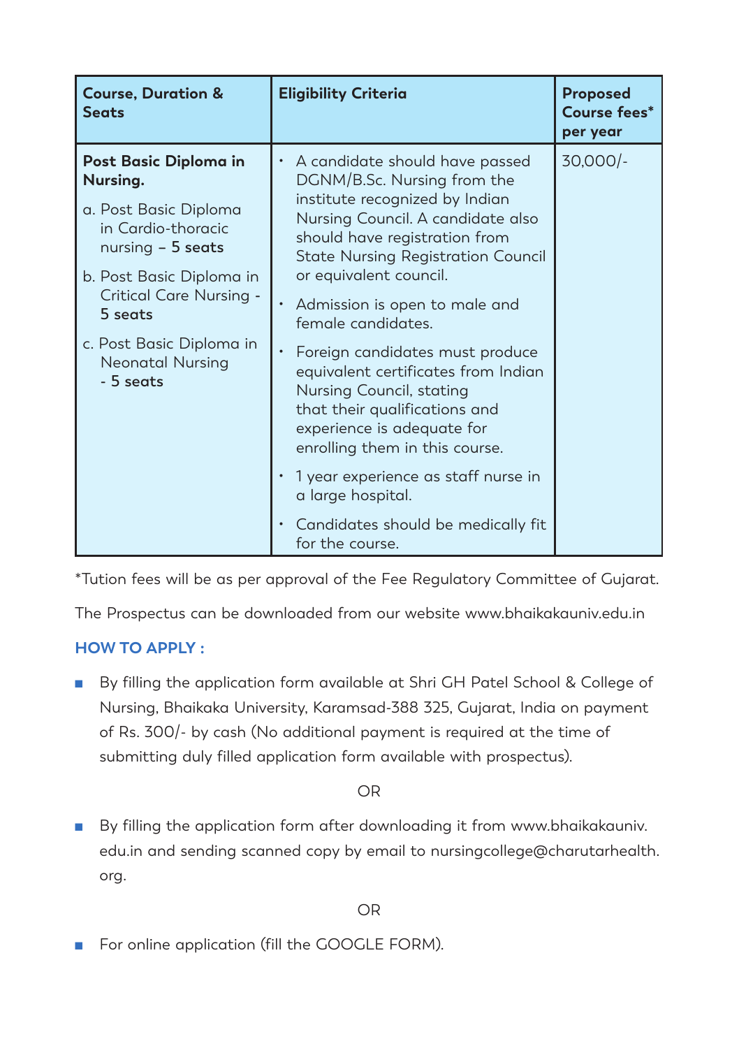| Course, Duration & Seats | Eligibility Criteria | Proposed Course fees* per year |
|---|---|---|
| **Post Basic Diploma in Nursing.**<br>a. Post Basic Diploma in Cardio-thoracic nursing – **5 seats**<br>b. Post Basic Diploma in Critical Care Nursing - **5 seats**<br>c. Post Basic Diploma in Neonatal Nursing - **5 seats** | • A candidate should have passed DGNM/B.Sc. Nursing from the institute recognized by Indian Nursing Council. A candidate also should have registration from State Nursing Registration Council or equivalent council.<br>• Admission is open to male and female candidates.<br>• Foreign candidates must produce equivalent certificates from Indian Nursing Council, stating that their qualifications and experience is adequate for enrolling them in this course.<br>• 1 year experience as staff nurse in a large hospital.<br>• Candidates should be medically fit for the course. | 30,000/- |

*Tution fees will be as per approval of the Fee Regulatory Committee of Gujarat.

The Prospectus can be downloaded from our website www.bhaikakauniv.edu.in

## HOW TO APPLY :

- By filling the application form available at Shri GH Patel School & College of Nursing, Bhaikaka University, Karamsad-388 325, Gujarat, India on payment of Rs. 300/- by cash (No additional payment is required at the time of submitting duly filled application form available with prospectus).

OR

- By filling the application form after downloading it from www.bhaikakauniv.edu.in and sending scanned copy by email to nursingcollege@charutarhealth.org.

OR

- For online application (fill the GOOGLE FORM).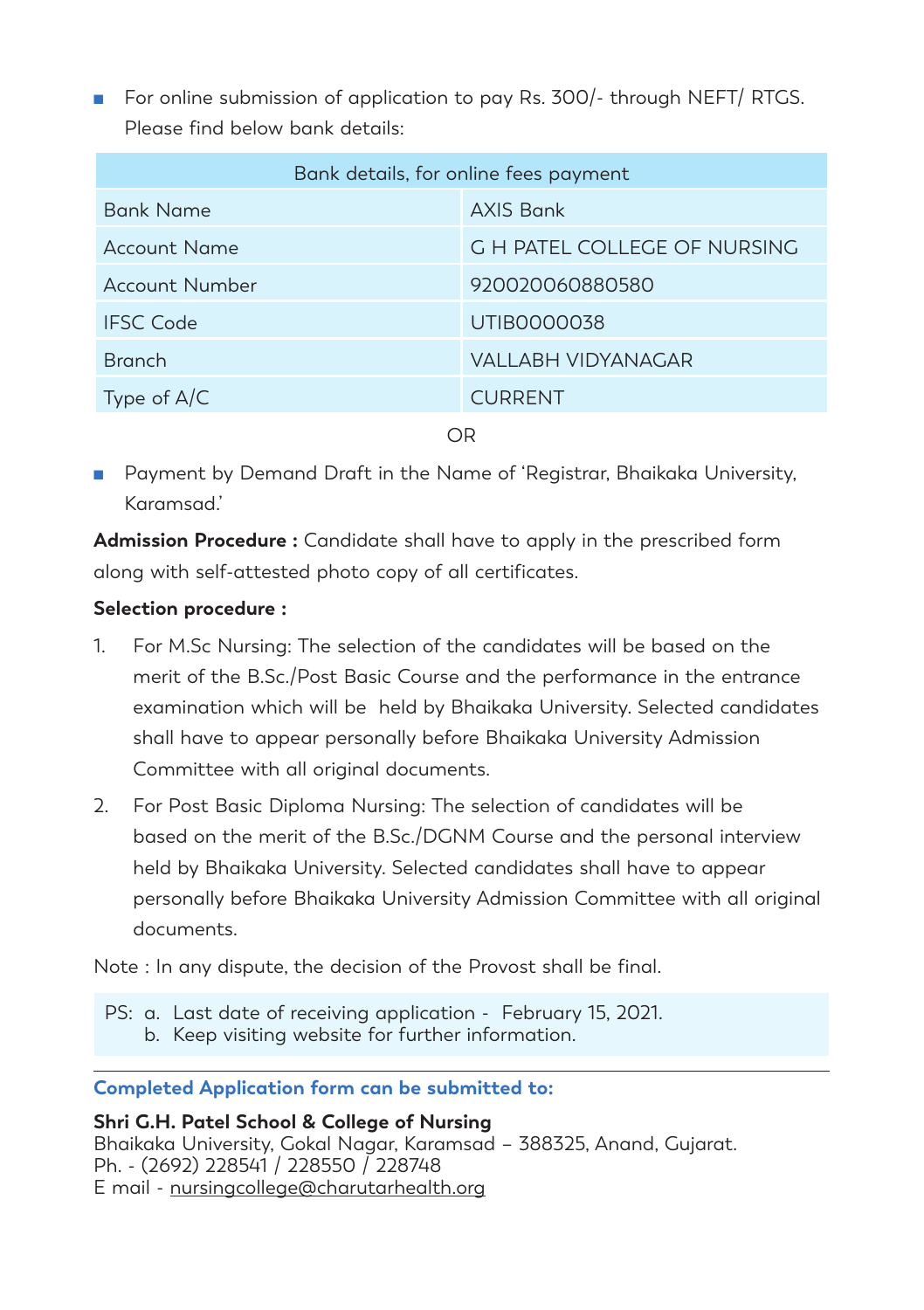- For online submission of application to pay Rs. 300/- through NEFT/ RTGS. Please find below bank details:

| Bank details, for online fees payment | |
|---|---|
| Bank Name | AXIS Bank |
| Account Name | G H PATEL COLLEGE OF NURSING |
| Account Number | 920020060880580 |
| IFSC Code | UTIB0000038 |
| Branch | VALLABH VIDYANAGAR |
| Type of A/C | CURRENT |

OR

- Payment by Demand Draft in the Name of 'Registrar, Bhaikaka University, Karamsad.'

**Admission Procedure :** Candidate shall have to apply in the prescribed form along with self-attested photo copy of all certificates.

**Selection procedure :**

1. For M.Sc Nursing: The selection of the candidates will be based on the merit of the B.Sc./Post Basic Course and the performance in the entrance examination which will be held by Bhaikaka University. Selected candidates shall have to appear personally before Bhaikaka University Admission Committee with all original documents.
2. For Post Basic Diploma Nursing: The selection of candidates will be based on the merit of the B.Sc./DGNM Course and the personal interview held by Bhaikaka University. Selected candidates shall have to appear personally before Bhaikaka University Admission Committee with all original documents.

Note : In any dispute, the decision of the Provost shall be final.

PS: a. Last date of receiving application - February 15, 2021.
b. Keep visiting website for further information.

---

**Completed Application form can be submitted to:**

**Shri G.H. Patel School & College of Nursing**
Bhaikaka University, Gokal Nagar, Karamsad – 388325, Anand, Gujarat.
Ph. - (2692) 228541 / 228550 / 228748
E mail - nursingcollege@charutarhealth.org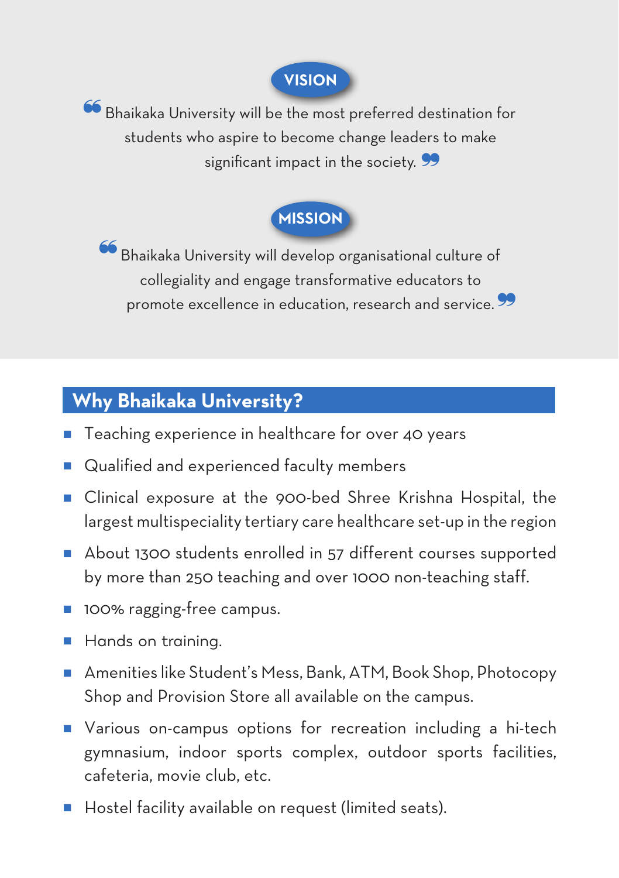## VISION

"Bhaikaka University will be the most preferred destination for students who aspire to become change leaders to make significant impact in the society."

## MISSION

"Bhaikaka University will develop organisational culture of collegiality and engage transformative educators to promote excellence in education, research and service."

## Why Bhaikaka University?

- Teaching experience in healthcare for over 40 years
- Qualified and experienced faculty members
- Clinical exposure at the 900-bed Shree Krishna Hospital, the largest multispeciality tertiary care healthcare set-up in the region
- About 1300 students enrolled in 57 different courses supported by more than 250 teaching and over 1000 non-teaching staff.
- 100% ragging-free campus.
- Hands on training.
- Amenities like Student's Mess, Bank, ATM, Book Shop, Photocopy Shop and Provision Store all available on the campus.
- Various on-campus options for recreation including a hi-tech gymnasium, indoor sports complex, outdoor sports facilities, cafeteria, movie club, etc.
- Hostel facility available on request (limited seats).